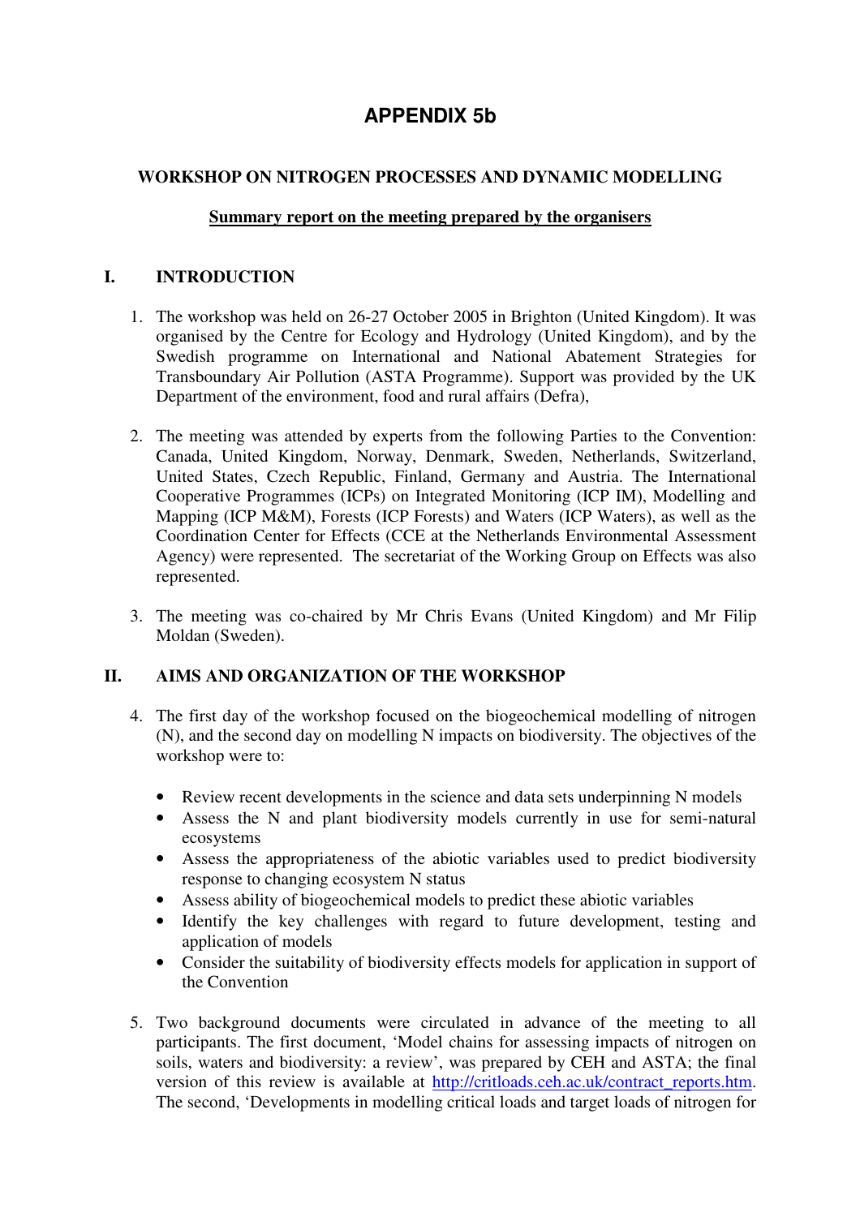# APPENDIX 5b

## WORKSHOP ON NITROGEN PROCESSES AND DYNAMIC MODELLING

**Summary report on the meeting prepared by the organisers**

## I. INTRODUCTION

1. The workshop was held on 26-27 October 2005 in Brighton (United Kingdom). It was organised by the Centre for Ecology and Hydrology (United Kingdom), and by the Swedish programme on International and National Abatement Strategies for Transboundary Air Pollution (ASTA Programme). Support was provided by the UK Department of the environment, food and rural affairs (Defra),

2. The meeting was attended by experts from the following Parties to the Convention: Canada, United Kingdom, Norway, Denmark, Sweden, Netherlands, Switzerland, United States, Czech Republic, Finland, Germany and Austria. The International Cooperative Programmes (ICPs) on Integrated Monitoring (ICP IM), Modelling and Mapping (ICP M&M), Forests (ICP Forests) and Waters (ICP Waters), as well as the Coordination Center for Effects (CCE at the Netherlands Environmental Assessment Agency) were represented. The secretariat of the Working Group on Effects was also represented.

3. The meeting was co-chaired by Mr Chris Evans (United Kingdom) and Mr Filip Moldan (Sweden).

## II. AIMS AND ORGANIZATION OF THE WORKSHOP

4. The first day of the workshop focused on the biogeochemical modelling of nitrogen (N), and the second day on modelling N impacts on biodiversity. The objectives of the workshop were to:

   - Review recent developments in the science and data sets underpinning N models
   - Assess the N and plant biodiversity models currently in use for semi-natural ecosystems
   - Assess the appropriateness of the abiotic variables used to predict biodiversity response to changing ecosystem N status
   - Assess ability of biogeochemical models to predict these abiotic variables
   - Identify the key challenges with regard to future development, testing and application of models
   - Consider the suitability of biodiversity effects models for application in support of the Convention

5. Two background documents were circulated in advance of the meeting to all participants. The first document, 'Model chains for assessing impacts of nitrogen on soils, waters and biodiversity: a review', was prepared by CEH and ASTA; the final version of this review is available at http://critloads.ceh.ac.uk/contract_reports.htm. The second, 'Developments in modelling critical loads and target loads of nitrogen for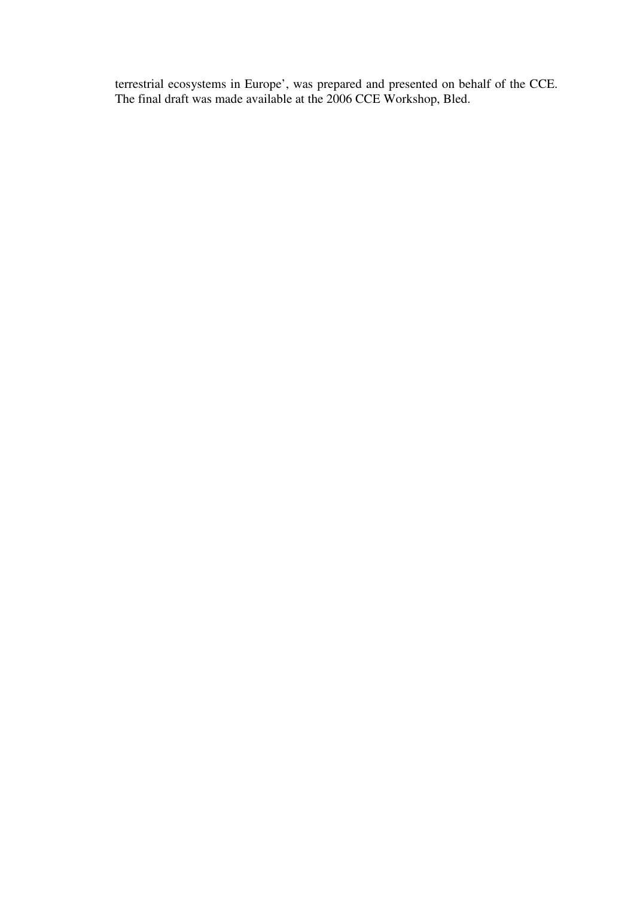terrestrial ecosystems in Europe', was prepared and presented on behalf of the CCE. The final draft was made available at the 2006 CCE Workshop, Bled.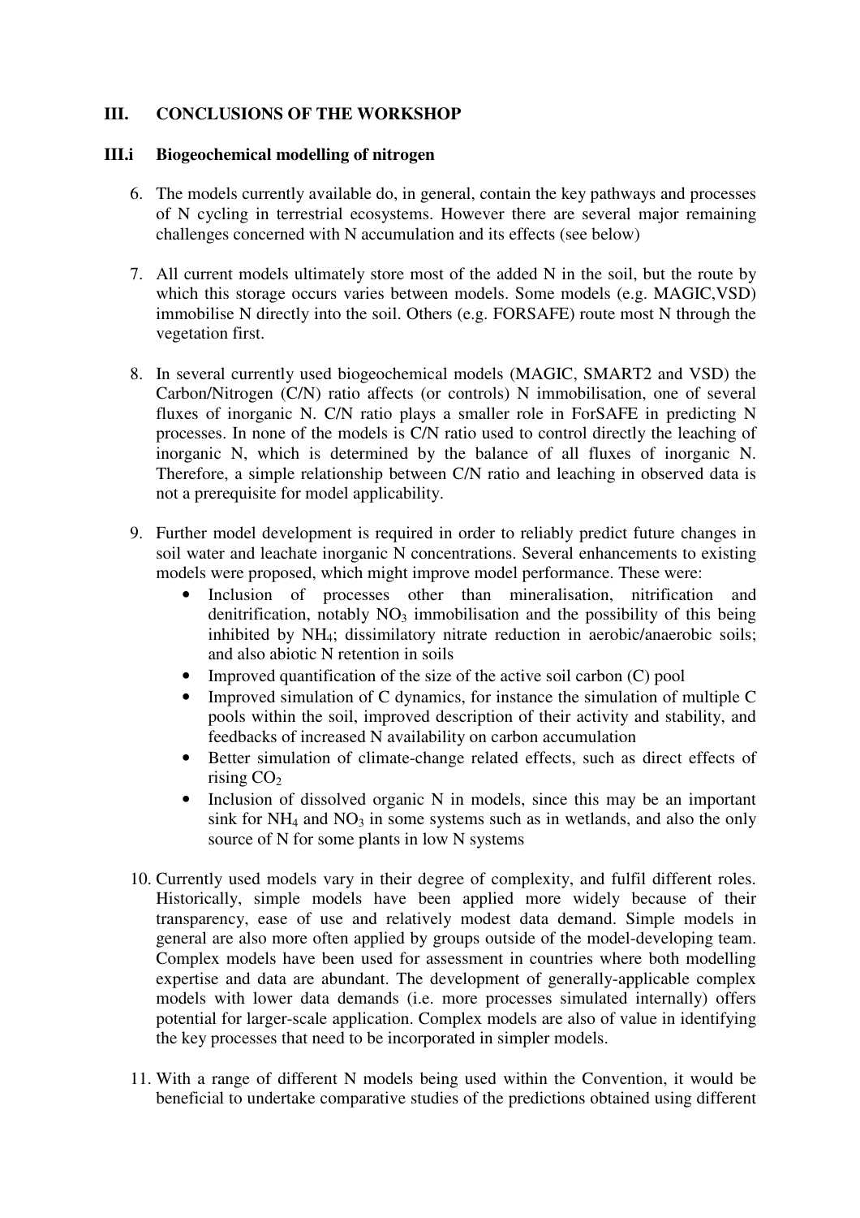## III. CONCLUSIONS OF THE WORKSHOP

### III.i Biogeochemical modelling of nitrogen

6. The models currently available do, in general, contain the key pathways and processes of N cycling in terrestrial ecosystems. However there are several major remaining challenges concerned with N accumulation and its effects (see below)

7. All current models ultimately store most of the added N in the soil, but the route by which this storage occurs varies between models. Some models (e.g. MAGIC,VSD) immobilise N directly into the soil. Others (e.g. FORSAFE) route most N through the vegetation first.

8. In several currently used biogeochemical models (MAGIC, SMART2 and VSD) the Carbon/Nitrogen (C/N) ratio affects (or controls) N immobilisation, one of several fluxes of inorganic N. C/N ratio plays a smaller role in ForSAFE in predicting N processes. In none of the models is C/N ratio used to control directly the leaching of inorganic N, which is determined by the balance of all fluxes of inorganic N. Therefore, a simple relationship between C/N ratio and leaching in observed data is not a prerequisite for model applicability.

9. Further model development is required in order to reliably predict future changes in soil water and leachate inorganic N concentrations. Several enhancements to existing models were proposed, which might improve model performance. These were:
   - Inclusion of processes other than mineralisation, nitrification and denitrification, notably $NO_3$ immobilisation and the possibility of this being inhibited by $NH_4$; dissimilatory nitrate reduction in aerobic/anaerobic soils; and also abiotic N retention in soils
   - Improved quantification of the size of the active soil carbon (C) pool
   - Improved simulation of C dynamics, for instance the simulation of multiple C pools within the soil, improved description of their activity and stability, and feedbacks of increased N availability on carbon accumulation
   - Better simulation of climate-change related effects, such as direct effects of rising $CO_2$
   - Inclusion of dissolved organic N in models, since this may be an important sink for $NH_4$ and $NO_3$ in some systems such as in wetlands, and also the only source of N for some plants in low N systems

10. Currently used models vary in their degree of complexity, and fulfil different roles. Historically, simple models have been applied more widely because of their transparency, ease of use and relatively modest data demand. Simple models in general are also more often applied by groups outside of the model-developing team. Complex models have been used for assessment in countries where both modelling expertise and data are abundant. The development of generally-applicable complex models with lower data demands (i.e. more processes simulated internally) offers potential for larger-scale application. Complex models are also of value in identifying the key processes that need to be incorporated in simpler models.

11. With a range of different N models being used within the Convention, it would be beneficial to undertake comparative studies of the predictions obtained using different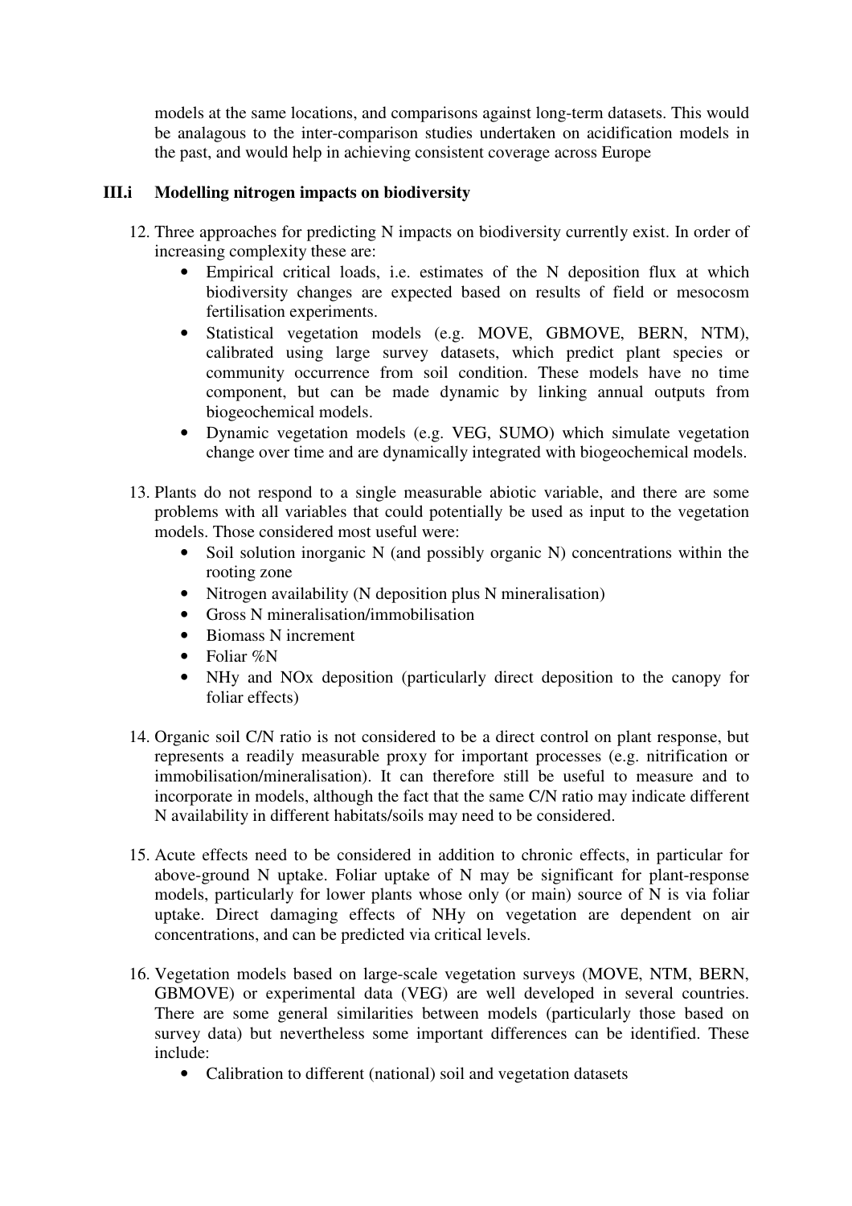models at the same locations, and comparisons against long-term datasets. This would be analagous to the inter-comparison studies undertaken on acidification models in the past, and would help in achieving consistent coverage across Europe

## III.i Modelling nitrogen impacts on biodiversity

12. Three approaches for predicting N impacts on biodiversity currently exist. In order of increasing complexity these are:
    - Empirical critical loads, i.e. estimates of the N deposition flux at which biodiversity changes are expected based on results of field or mesocosm fertilisation experiments.
    - Statistical vegetation models (e.g. MOVE, GBMOVE, BERN, NTM), calibrated using large survey datasets, which predict plant species or community occurrence from soil condition. These models have no time component, but can be made dynamic by linking annual outputs from biogeochemical models.
    - Dynamic vegetation models (e.g. VEG, SUMO) which simulate vegetation change over time and are dynamically integrated with biogeochemical models.

13. Plants do not respond to a single measurable abiotic variable, and there are some problems with all variables that could potentially be used as input to the vegetation models. Those considered most useful were:
    - Soil solution inorganic N (and possibly organic N) concentrations within the rooting zone
    - Nitrogen availability (N deposition plus N mineralisation)
    - Gross N mineralisation/immobilisation
    - Biomass N increment
    - Foliar %N
    - $NH_y$ and $NO_x$ deposition (particularly direct deposition to the canopy for foliar effects)

14. Organic soil C/N ratio is not considered to be a direct control on plant response, but represents a readily measurable proxy for important processes (e.g. nitrification or immobilisation/mineralisation). It can therefore still be useful to measure and to incorporate in models, although the fact that the same C/N ratio may indicate different N availability in different habitats/soils may need to be considered.

15. Acute effects need to be considered in addition to chronic effects, in particular for above-ground N uptake. Foliar uptake of N may be significant for plant-response models, particularly for lower plants whose only (or main) source of N is via foliar uptake. Direct damaging effects of $NH_y$ on vegetation are dependent on air concentrations, and can be predicted via critical levels.

16. Vegetation models based on large-scale vegetation surveys (MOVE, NTM, BERN, GBMOVE) or experimental data (VEG) are well developed in several countries. There are some general similarities between models (particularly those based on survey data) but nevertheless some important differences can be identified. These include:
    - Calibration to different (national) soil and vegetation datasets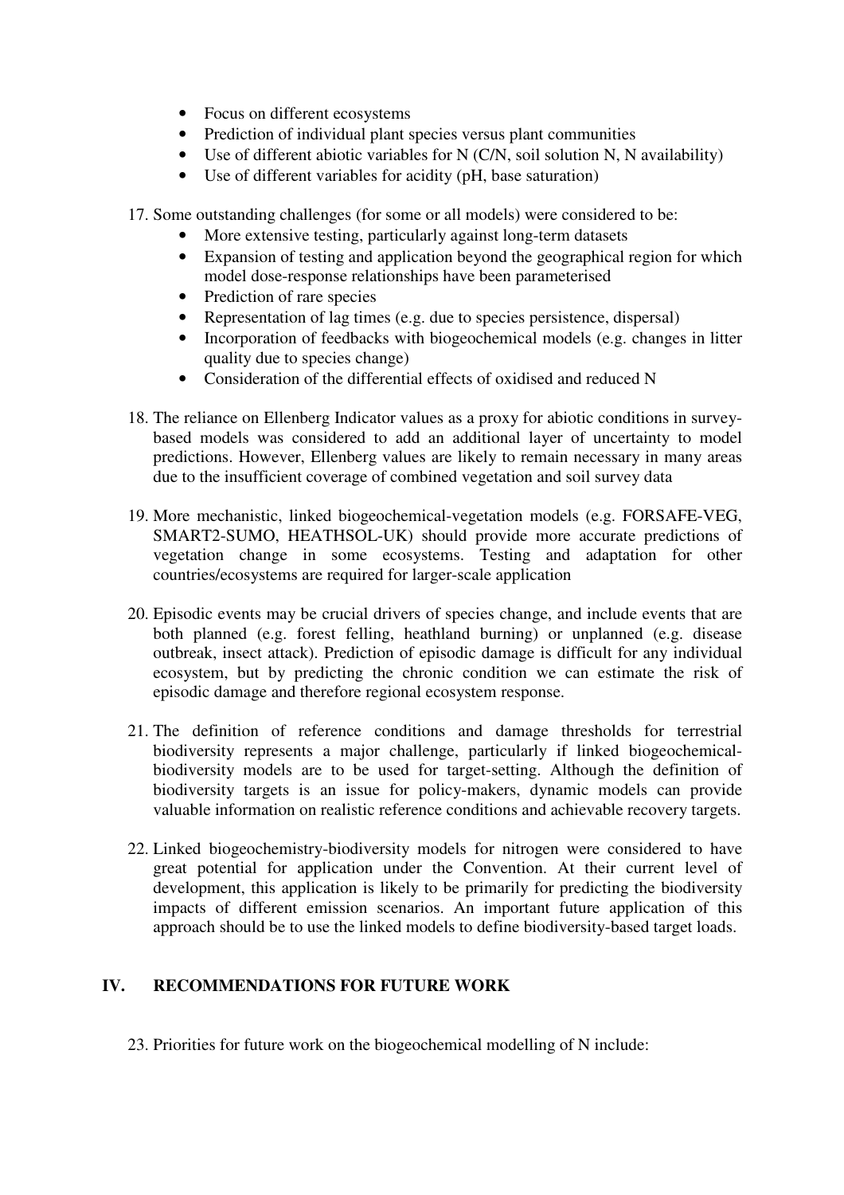- Focus on different ecosystems
- Prediction of individual plant species versus plant communities
- Use of different abiotic variables for N (C/N, soil solution N, N availability)
- Use of different variables for acidity (pH, base saturation)

17. Some outstanding challenges (for some or all models) were considered to be:
    - More extensive testing, particularly against long-term datasets
    - Expansion of testing and application beyond the geographical region for which model dose-response relationships have been parameterised
    - Prediction of rare species
    - Representation of lag times (e.g. due to species persistence, dispersal)
    - Incorporation of feedbacks with biogeochemical models (e.g. changes in litter quality due to species change)
    - Consideration of the differential effects of oxidised and reduced N

18. The reliance on Ellenberg Indicator values as a proxy for abiotic conditions in survey-based models was considered to add an additional layer of uncertainty to model predictions. However, Ellenberg values are likely to remain necessary in many areas due to the insufficient coverage of combined vegetation and soil survey data

19. More mechanistic, linked biogeochemical-vegetation models (e.g. FORSAFE-VEG, SMART2-SUMO, HEATHSOL-UK) should provide more accurate predictions of vegetation change in some ecosystems. Testing and adaptation for other countries/ecosystems are required for larger-scale application

20. Episodic events may be crucial drivers of species change, and include events that are both planned (e.g. forest felling, heathland burning) or unplanned (e.g. disease outbreak, insect attack). Prediction of episodic damage is difficult for any individual ecosystem, but by predicting the chronic condition we can estimate the risk of episodic damage and therefore regional ecosystem response.

21. The definition of reference conditions and damage thresholds for terrestrial biodiversity represents a major challenge, particularly if linked biogeochemical-biodiversity models are to be used for target-setting. Although the definition of biodiversity targets is an issue for policy-makers, dynamic models can provide valuable information on realistic reference conditions and achievable recovery targets.

22. Linked biogeochemistry-biodiversity models for nitrogen were considered to have great potential for application under the Convention. At their current level of development, this application is likely to be primarily for predicting the biodiversity impacts of different emission scenarios. An important future application of this approach should be to use the linked models to define biodiversity-based target loads.

## IV. RECOMMENDATIONS FOR FUTURE WORK

23. Priorities for future work on the biogeochemical modelling of N include: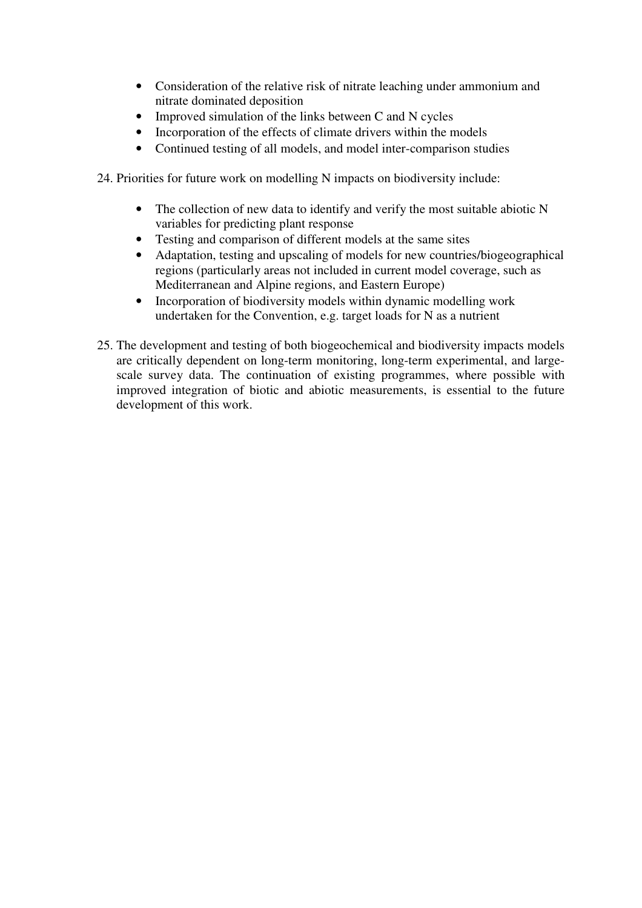- Consideration of the relative risk of nitrate leaching under ammonium and nitrate dominated deposition
- Improved simulation of the links between C and N cycles
- Incorporation of the effects of climate drivers within the models
- Continued testing of all models, and model inter-comparison studies

24. Priorities for future work on modelling N impacts on biodiversity include:

    - The collection of new data to identify and verify the most suitable abiotic N variables for predicting plant response
    - Testing and comparison of different models at the same sites
    - Adaptation, testing and upscaling of models for new countries/biogeographical regions (particularly areas not included in current model coverage, such as Mediterranean and Alpine regions, and Eastern Europe)
    - Incorporation of biodiversity models within dynamic modelling work undertaken for the Convention, e.g. target loads for N as a nutrient

25. The development and testing of both biogeochemical and biodiversity impacts models are critically dependent on long-term monitoring, long-term experimental, and large-scale survey data. The continuation of existing programmes, where possible with improved integration of biotic and abiotic measurements, is essential to the future development of this work.